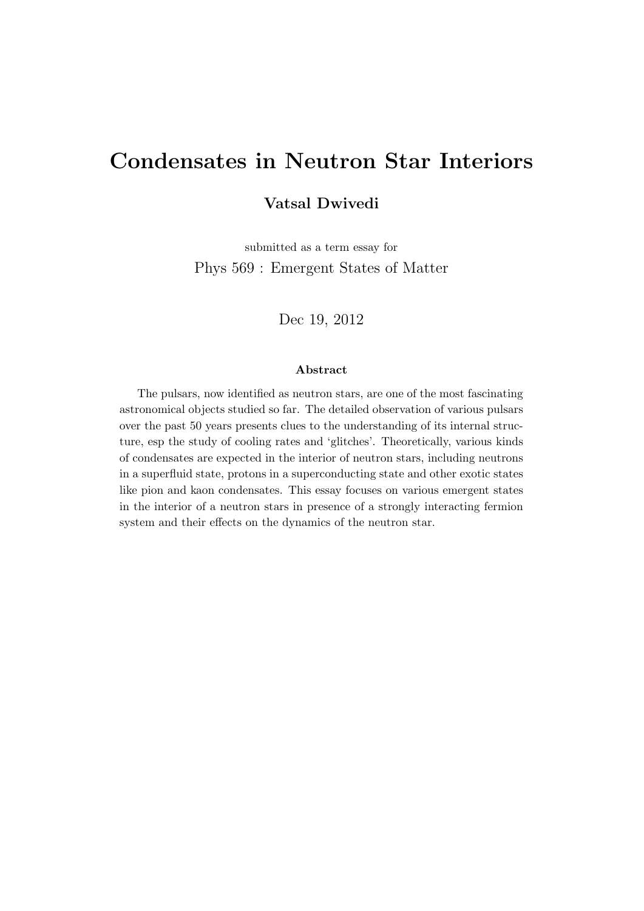# Condensates in Neutron Star Interiors

**Vatsal Dwivedi**

submitted as a term essay for

Phys 569 : Emergent States of Matter

Dec 19, 2012

### Abstract

The pulsars, now identified as neutron stars, are one of the most fascinating astronomical objects studied so far. The detailed observation of various pulsars over the past 50 years presents clues to the understanding of its internal structure, esp the study of cooling rates and 'glitches'. Theoretically, various kinds of condensates are expected in the interior of neutron stars, including neutrons in a superfluid state, protons in a superconducting state and other exotic states like pion and kaon condensates. This essay focuses on various emergent states in the interior of a neutron stars in presence of a strongly interacting fermion system and their effects on the dynamics of the neutron star.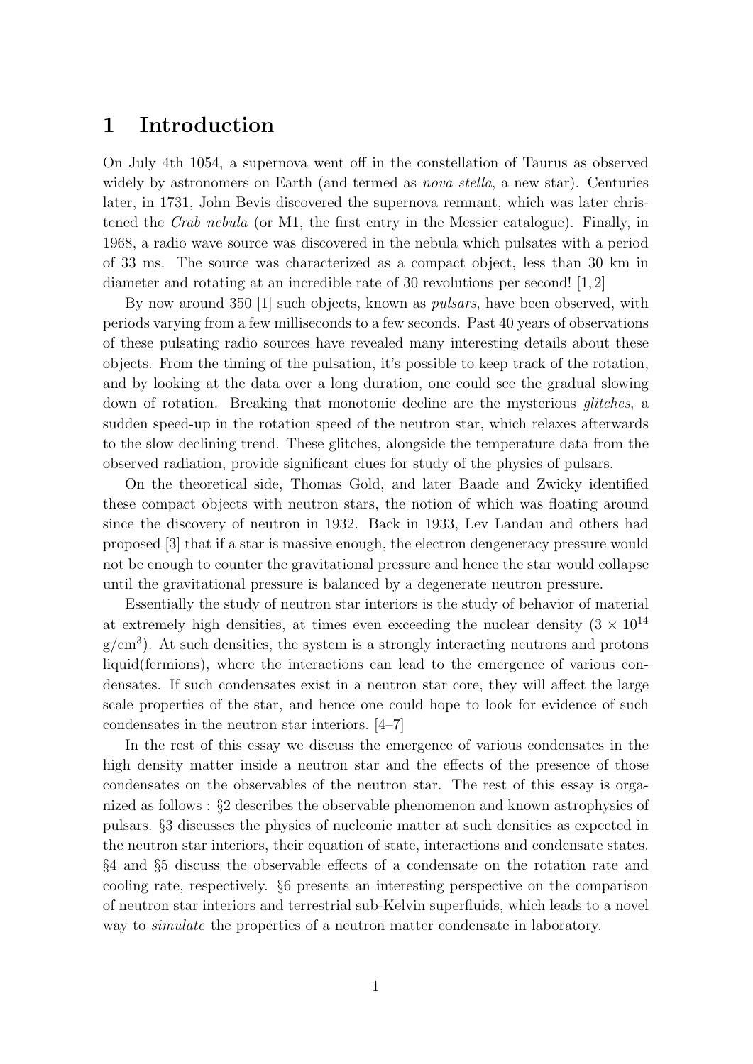# 1 Introduction

On July 4th 1054, a supernova went off in the constellation of Taurus as observed widely by astronomers on Earth (and termed as *nova stella*, a new star). Centuries later, in 1731, John Bevis discovered the supernova remnant, which was later christened the *Crab nebula* (or M1, the first entry in the Messier catalogue). Finally, in 1968, a radio wave source was discovered in the nebula which pulsates with a period of 33 ms. The source was characterized as a compact object, less than 30 km in diameter and rotating at an incredible rate of 30 revolutions per second! [1, 2]

By now around 350 [1] such objects, known as *pulsars*, have been observed, with periods varying from a few milliseconds to a few seconds. Past 40 years of observations of these pulsating radio sources have revealed many interesting details about these objects. From the timing of the pulsation, it's possible to keep track of the rotation, and by looking at the data over a long duration, one could see the gradual slowing down of rotation. Breaking that monotonic decline are the mysterious *glitches*, a sudden speed-up in the rotation speed of the neutron star, which relaxes afterwards to the slow declining trend. These glitches, alongside the temperature data from the observed radiation, provide significant clues for study of the physics of pulsars.

On the theoretical side, Thomas Gold, and later Baade and Zwicky identified these compact objects with neutron stars, the notion of which was floating around since the discovery of neutron in 1932. Back in 1933, Lev Landau and others had proposed [3] that if a star is massive enough, the electron dengeneracy pressure would not be enough to counter the gravitational pressure and hence the star would collapse until the gravitational pressure is balanced by a degenerate neutron pressure.

Essentially the study of neutron star interiors is the study of behavior of material at extremely high densities, at times even exceeding the nuclear density ($3 \times 10^{14}$ g/cm$^3$). At such densities, the system is a strongly interacting neutrons and protons liquid(fermions), where the interactions can lead to the emergence of various condensates. If such condensates exist in a neutron star core, they will affect the large scale properties of the star, and hence one could hope to look for evidence of such condensates in the neutron star interiors. [4–7]

In the rest of this essay we discuss the emergence of various condensates in the high density matter inside a neutron star and the effects of the presence of those condensates on the observables of the neutron star. The rest of this essay is organized as follows : §2 describes the observable phenomenon and known astrophysics of pulsars. §3 discusses the physics of nucleonic matter at such densities as expected in the neutron star interiors, their equation of state, interactions and condensate states. §4 and §5 discuss the observable effects of a condensate on the rotation rate and cooling rate, respectively. §6 presents an interesting perspective on the comparison of neutron star interiors and terrestrial sub-Kelvin superfluids, which leads to a novel way to *simulate* the properties of a neutron matter condensate in laboratory.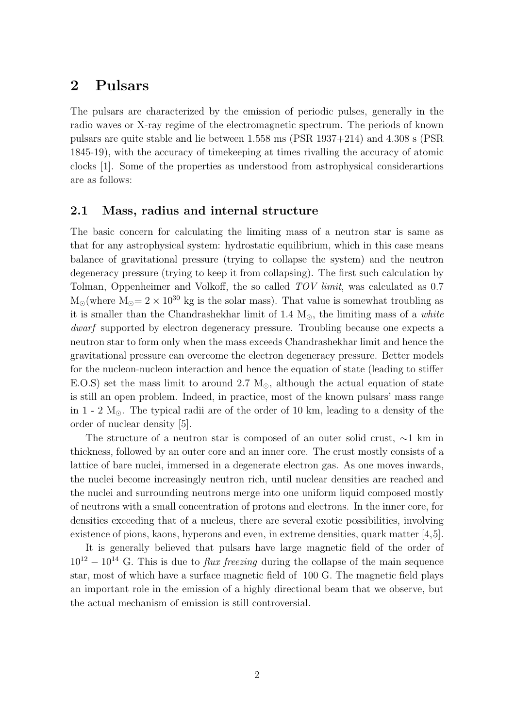## 2 Pulsars

The pulsars are characterized by the emission of periodic pulses, generally in the radio waves or X-ray regime of the electromagnetic spectrum. The periods of known pulsars are quite stable and lie between 1.558 ms (PSR 1937+214) and 4.308 s (PSR 1845-19), with the accuracy of timekeeping at times rivalling the accuracy of atomic clocks [1]. Some of the properties as understood from astrophysical considerartions are as follows:

### 2.1 Mass, radius and internal structure

The basic concern for calculating the limiting mass of a neutron star is same as that for any astrophysical system: hydrostatic equilibrium, which in this case means balance of gravitational pressure (trying to collapse the system) and the neutron degeneracy pressure (trying to keep it from collapsing). The first such calculation by Tolman, Oppenheimer and Volkoff, the so called *TOV limit*, was calculated as 0.7 $M_{\odot}$(where $M_{\odot} = 2 \times 10^{30}$ kg is the solar mass). That value is somewhat troubling as it is smaller than the Chandrashekhar limit of 1.4 $M_{\odot}$, the limiting mass of a *white dwarf* supported by electron degeneracy pressure. Troubling because one expects a neutron star to form only when the mass exceeds Chandrashekhar limit and hence the gravitational pressure can overcome the electron degeneracy pressure. Better models for the nucleon-nucleon interaction and hence the equation of state (leading to stiffer E.O.S) set the mass limit to around 2.7 $M_{\odot}$, although the actual equation of state is still an open problem. Indeed, in practice, most of the known pulsars' mass range in 1 - 2 $M_{\odot}$. The typical radii are of the order of 10 km, leading to a density of the order of nuclear density [5].

The structure of a neutron star is composed of an outer solid crust, $\sim$1 km in thickness, followed by an outer core and an inner core. The crust mostly consists of a lattice of bare nuclei, immersed in a degenerate electron gas. As one moves inwards, the nuclei become increasingly neutron rich, until nuclear densities are reached and the nuclei and surrounding neutrons merge into one uniform liquid composed mostly of neutrons with a small concentration of protons and electrons. In the inner core, for densities exceeding that of a nucleus, there are several exotic possibilities, involving existence of pions, kaons, hyperons and even, in extreme densities, quark matter [4,5].

It is generally believed that pulsars have large magnetic field of the order of $10^{12} - 10^{14}$ G. This is due to *flux freezing* during the collapse of the main sequence star, most of which have a surface magnetic field of 100 G. The magnetic field plays an important role in the emission of a highly directional beam that we observe, but the actual mechanism of emission is still controversial.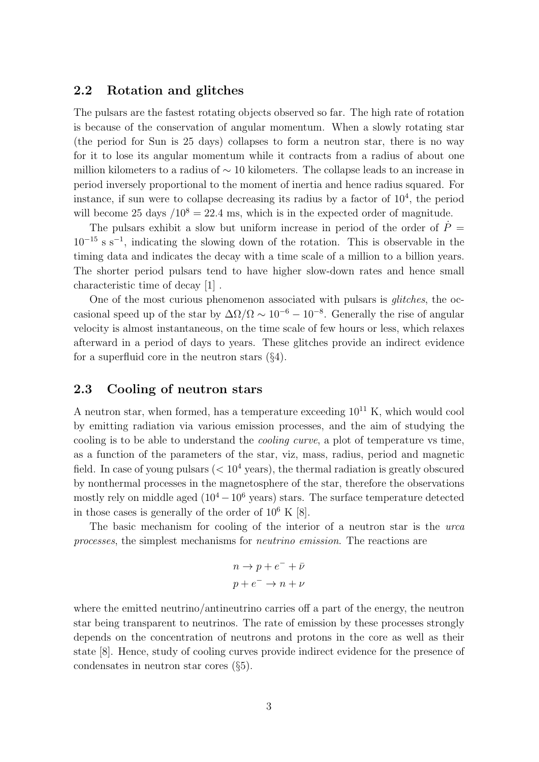## 2.2 Rotation and glitches

The pulsars are the fastest rotating objects observed so far. The high rate of rotation is because of the conservation of angular momentum. When a slowly rotating star (the period for Sun is 25 days) collapses to form a neutron star, there is no way for it to lose its angular momentum while it contracts from a radius of about one million kilometers to a radius of $\sim 10$ kilometers. The collapse leads to an increase in period inversely proportional to the moment of inertia and hence radius squared. For instance, if sun were to collapse decreasing its radius by a factor of $10^4$, the period will become 25 days $/10^8 = 22.4$ ms, which is in the expected order of magnitude.

The pulsars exhibit a slow but uniform increase in period of the order of $\dot{P} = 10^{-15}$ s s$^{-1}$, indicating the slowing down of the rotation. This is observable in the timing data and indicates the decay with a time scale of a million to a billion years. The shorter period pulsars tend to have higher slow-down rates and hence small characteristic time of decay [1] .

One of the most curious phenomenon associated with pulsars is *glitches*, the occasional speed up of the star by $\Delta\Omega/\Omega \sim 10^{-6} - 10^{-8}$. Generally the rise of angular velocity is almost instantaneous, on the time scale of few hours or less, which relaxes afterward in a period of days to years. These glitches provide an indirect evidence for a superfluid core in the neutron stars (§4).

## 2.3 Cooling of neutron stars

A neutron star, when formed, has a temperature exceeding $10^{11}$ K, which would cool by emitting radiation via various emission processes, and the aim of studying the cooling is to be able to understand the *cooling curve*, a plot of temperature vs time, as a function of the parameters of the star, viz, mass, radius, period and magnetic field. In case of young pulsars ($< 10^4$ years), the thermal radiation is greatly obscured by nonthermal processes in the magnetosphere of the star, therefore the observations mostly rely on middle aged ($10^4 - 10^6$ years) stars. The surface temperature detected in those cases is generally of the order of $10^6$ K [8].

The basic mechanism for cooling of the interior of a neutron star is the *urca processes*, the simplest mechanisms for *neutrino emission*. The reactions are

$$n \rightarrow p + e^- + \bar{\nu}$$
$$p + e^- \rightarrow n + \nu$$

where the emitted neutrino/antineutrino carries off a part of the energy, the neutron star being transparent to neutrinos. The rate of emission by these processes strongly depends on the concentration of neutrons and protons in the core as well as their state [8]. Hence, study of cooling curves provide indirect evidence for the presence of condensates in neutron star cores (§5).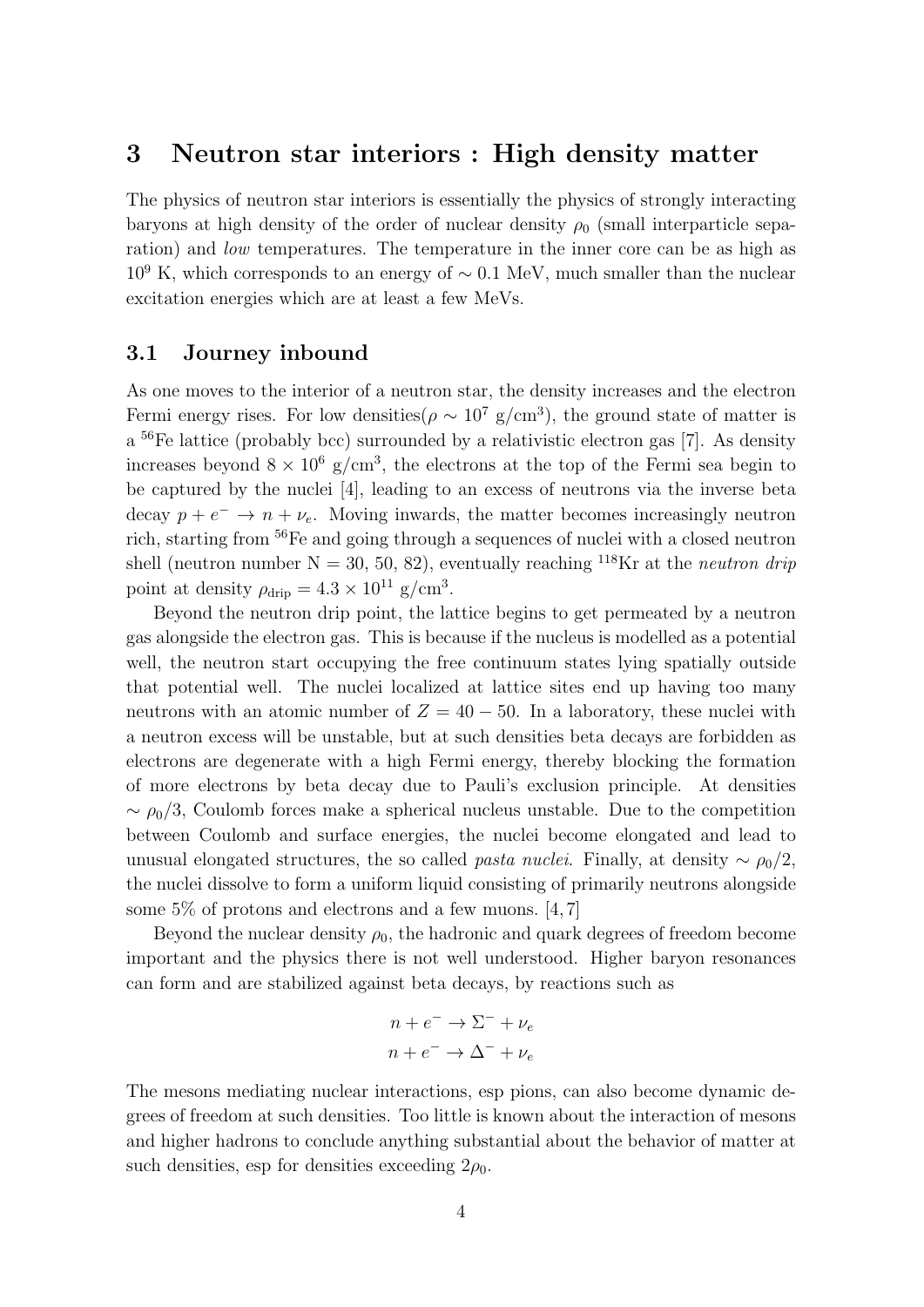## 3 Neutron star interiors : High density matter

The physics of neutron star interiors is essentially the physics of strongly interacting baryons at high density of the order of nuclear density $\rho_0$ (small interparticle separation) and *low* temperatures. The temperature in the inner core can be as high as $10^9$ K, which corresponds to an energy of $\sim 0.1$ MeV, much smaller than the nuclear excitation energies which are at least a few MeVs.

### 3.1 Journey inbound

As one moves to the interior of a neutron star, the density increases and the electron Fermi energy rises. For low densities($\rho \sim 10^7$ g/cm$^3$), the ground state of matter is a $^{56}$Fe lattice (probably bcc) surrounded by a relativistic electron gas [7]. As density increases beyond $8 \times 10^6$ g/cm$^3$, the electrons at the top of the Fermi sea begin to be captured by the nuclei [4], leading to an excess of neutrons via the inverse beta decay $p + e^- \rightarrow n + \nu_e$. Moving inwards, the matter becomes increasingly neutron rich, starting from $^{56}$Fe and going through a sequences of nuclei with a closed neutron shell (neutron number N = 30, 50, 82), eventually reaching $^{118}$Kr at the *neutron drip* point at density $\rho_{\text{drip}} = 4.3 \times 10^{11}$ g/cm$^3$.

Beyond the neutron drip point, the lattice begins to get permeated by a neutron gas alongside the electron gas. This is because if the nucleus is modelled as a potential well, the neutron start occupying the free continuum states lying spatially outside that potential well. The nuclei localized at lattice sites end up having too many neutrons with an atomic number of $Z = 40 - 50$. In a laboratory, these nuclei with a neutron excess will be unstable, but at such densities beta decays are forbidden as electrons are degenerate with a high Fermi energy, thereby blocking the formation of more electrons by beta decay due to Pauli's exclusion principle. At densities $\sim \rho_0/3$, Coulomb forces make a spherical nucleus unstable. Due to the competition between Coulomb and surface energies, the nuclei become elongated and lead to unusual elongated structures, the so called *pasta nuclei.* Finally, at density $\sim \rho_0/2$, the nuclei dissolve to form a uniform liquid consisting of primarily neutrons alongside some 5% of protons and electrons and a few muons. [4, 7]

Beyond the nuclear density $\rho_0$, the hadronic and quark degrees of freedom become important and the physics there is not well understood. Higher baryon resonances can form and are stabilized against beta decays, by reactions such as

$$n + e^- \rightarrow \Sigma^- + \nu_e$$
$$n + e^- \rightarrow \Delta^- + \nu_e$$

The mesons mediating nuclear interactions, esp pions, can also become dynamic degrees of freedom at such densities. Too little is known about the interaction of mesons and higher hadrons to conclude anything substantial about the behavior of matter at such densities, esp for densities exceeding $2\rho_0$.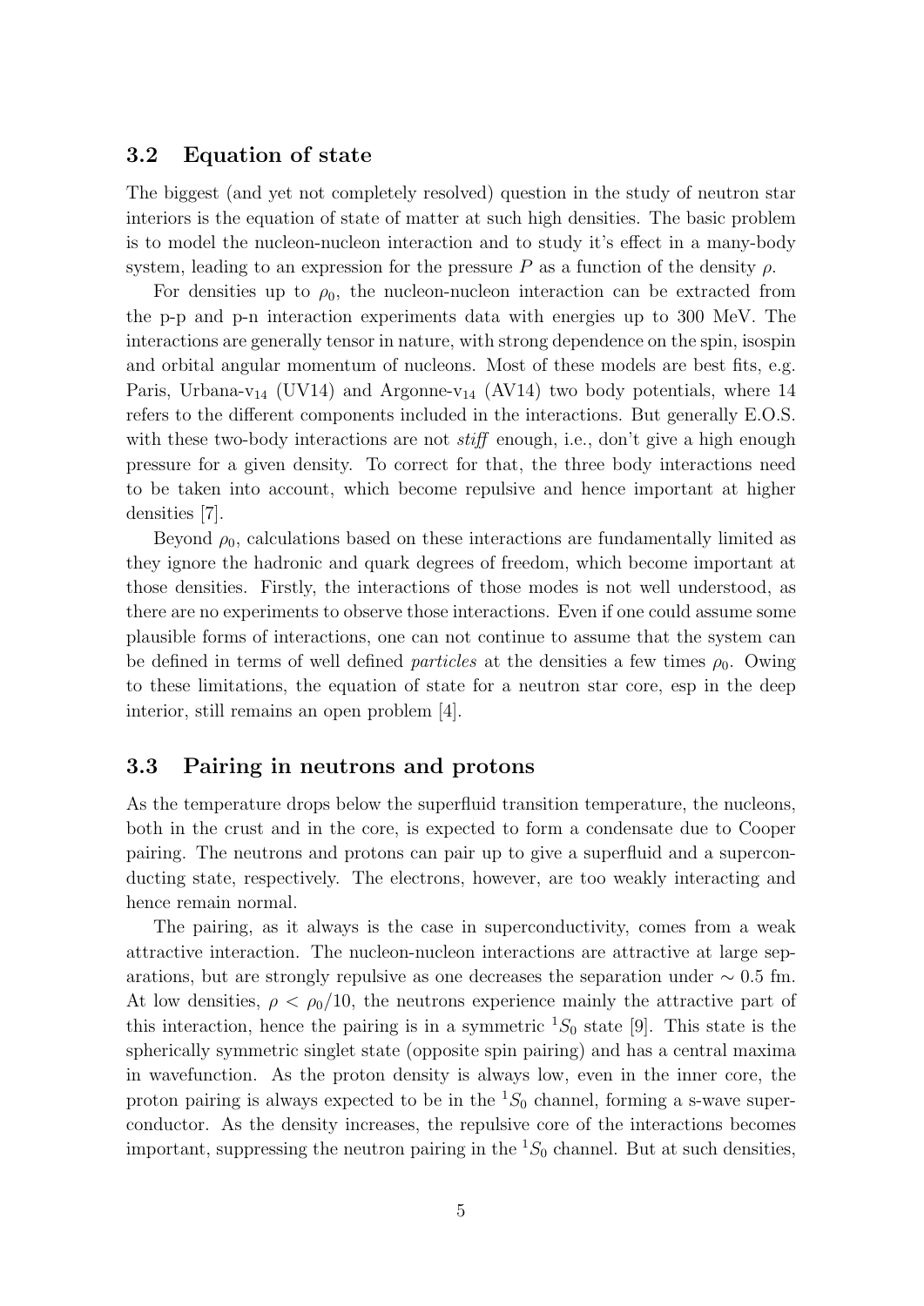### 3.2 Equation of state

The biggest (and yet not completely resolved) question in the study of neutron star interiors is the equation of state of matter at such high densities. The basic problem is to model the nucleon-nucleon interaction and to study it's effect in a many-body system, leading to an expression for the pressure $P$ as a function of the density $\rho$.

For densities up to $\rho_0$, the nucleon-nucleon interaction can be extracted from the p-p and p-n interaction experiments data with energies up to 300 MeV. The interactions are generally tensor in nature, with strong dependence on the spin, isospin and orbital angular momentum of nucleons. Most of these models are best fits, e.g. Paris, Urbana-$v_{14}$ (UV14) and Argonne-$v_{14}$ (AV14) two body potentials, where 14 refers to the different components included in the interactions. But generally E.O.S. with these two-body interactions are not *stiff* enough, i.e., don't give a high enough pressure for a given density. To correct for that, the three body interactions need to be taken into account, which become repulsive and hence important at higher densities [7].

Beyond $\rho_0$, calculations based on these interactions are fundamentally limited as they ignore the hadronic and quark degrees of freedom, which become important at those densities. Firstly, the interactions of those modes is not well understood, as there are no experiments to observe those interactions. Even if one could assume some plausible forms of interactions, one can not continue to assume that the system can be defined in terms of well defined *particles* at the densities a few times $\rho_0$. Owing to these limitations, the equation of state for a neutron star core, esp in the deep interior, still remains an open problem [4].

### 3.3 Pairing in neutrons and protons

As the temperature drops below the superfluid transition temperature, the nucleons, both in the crust and in the core, is expected to form a condensate due to Cooper pairing. The neutrons and protons can pair up to give a superfluid and a superconducting state, respectively. The electrons, however, are too weakly interacting and hence remain normal.

The pairing, as it always is the case in superconductivity, comes from a weak attractive interaction. The nucleon-nucleon interactions are attractive at large separations, but are strongly repulsive as one decreases the separation under $\sim 0.5$ fm. At low densities, $\rho < \rho_0/10$, the neutrons experience mainly the attractive part of this interaction, hence the pairing is in a symmetric $^1S_0$ state [9]. This state is the spherically symmetric singlet state (opposite spin pairing) and has a central maxima in wavefunction. As the proton density is always low, even in the inner core, the proton pairing is always expected to be in the $^1S_0$ channel, forming a s-wave superconductor. As the density increases, the repulsive core of the interactions becomes important, suppressing the neutron pairing in the $^1S_0$ channel. But at such densities,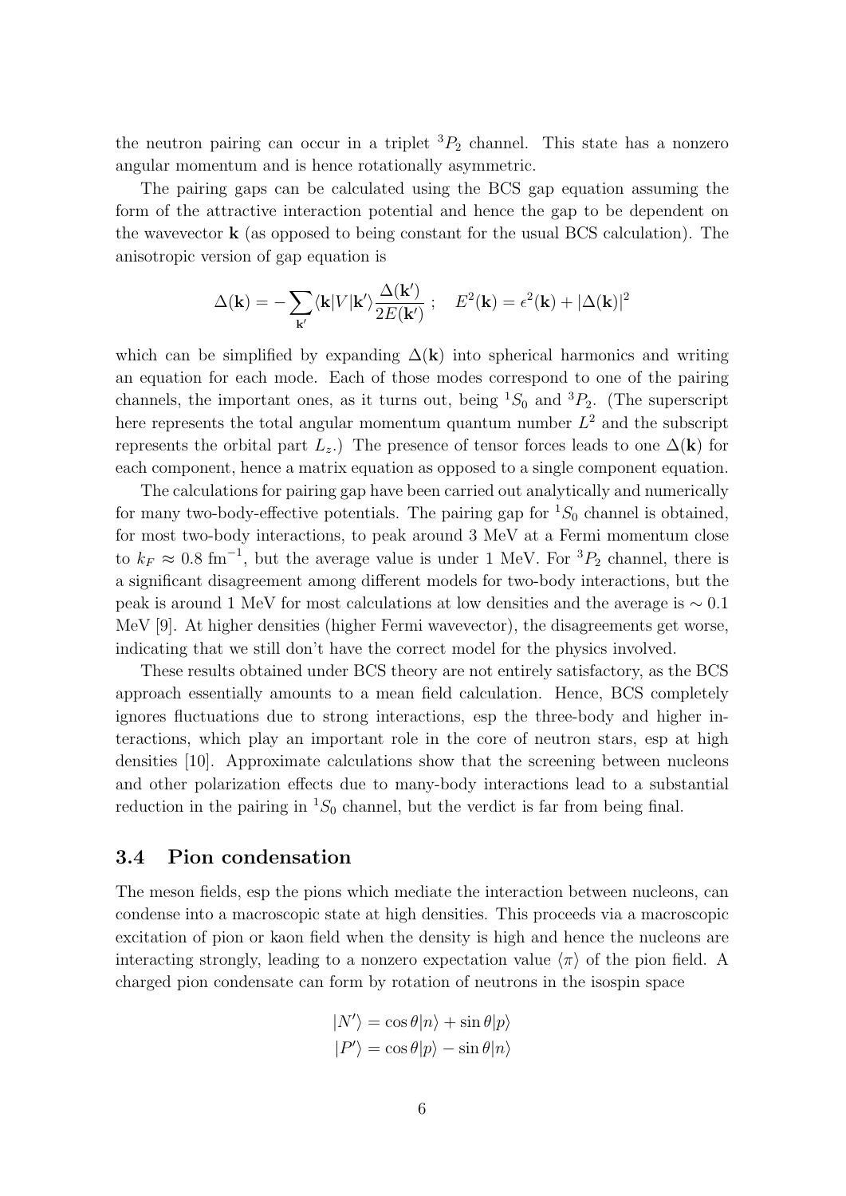the neutron pairing can occur in a triplet $^3P_2$ channel. This state has a nonzero angular momentum and is hence rotationally asymmetric.

The pairing gaps can be calculated using the BCS gap equation assuming the form of the attractive interaction potential and hence the gap to be dependent on the wavevector $\mathbf{k}$ (as opposed to being constant for the usual BCS calculation). The anisotropic version of gap equation is

$$\Delta(\mathbf{k}) = -\sum_{\mathbf{k}'} \langle \mathbf{k}|V|\mathbf{k}'\rangle \frac{\Delta(\mathbf{k}')}{2E(\mathbf{k}')} \; ; \quad E^2(\mathbf{k}) = \epsilon^2(\mathbf{k}) + |\Delta(\mathbf{k})|^2$$

which can be simplified by expanding $\Delta(\mathbf{k})$ into spherical harmonics and writing an equation for each mode. Each of those modes correspond to one of the pairing channels, the important ones, as it turns out, being $^1S_0$ and $^3P_2$. (The superscript here represents the total angular momentum quantum number $L^2$ and the subscript represents the orbital part $L_z$.) The presence of tensor forces leads to one $\Delta(\mathbf{k})$ for each component, hence a matrix equation as opposed to a single component equation.

The calculations for pairing gap have been carried out analytically and numerically for many two-body-effective potentials. The pairing gap for $^1S_0$ channel is obtained, for most two-body interactions, to peak around 3 MeV at a Fermi momentum close to $k_F \approx 0.8$ fm$^{-1}$, but the average value is under 1 MeV. For $^3P_2$ channel, there is a significant disagreement among different models for two-body interactions, but the peak is around 1 MeV for most calculations at low densities and the average is $\sim 0.1$ MeV [9]. At higher densities (higher Fermi wavevector), the disagreements get worse, indicating that we still don't have the correct model for the physics involved.

These results obtained under BCS theory are not entirely satisfactory, as the BCS approach essentially amounts to a mean field calculation. Hence, BCS completely ignores fluctuations due to strong interactions, esp the three-body and higher interactions, which play an important role in the core of neutron stars, esp at high densities [10]. Approximate calculations show that the screening between nucleons and other polarization effects due to many-body interactions lead to a substantial reduction in the pairing in $^1S_0$ channel, but the verdict is far from being final.

### 3.4 Pion condensation

The meson fields, esp the pions which mediate the interaction between nucleons, can condense into a macroscopic state at high densities. This proceeds via a macroscopic excitation of pion or kaon field when the density is high and hence the nucleons are interacting strongly, leading to a nonzero expectation value $\langle \pi \rangle$ of the pion field. A charged pion condensate can form by rotation of neutrons in the isospin space

$$|N'\rangle = \cos\theta |n\rangle + \sin\theta |p\rangle$$
$$|P'\rangle = \cos\theta |p\rangle - \sin\theta |n\rangle$$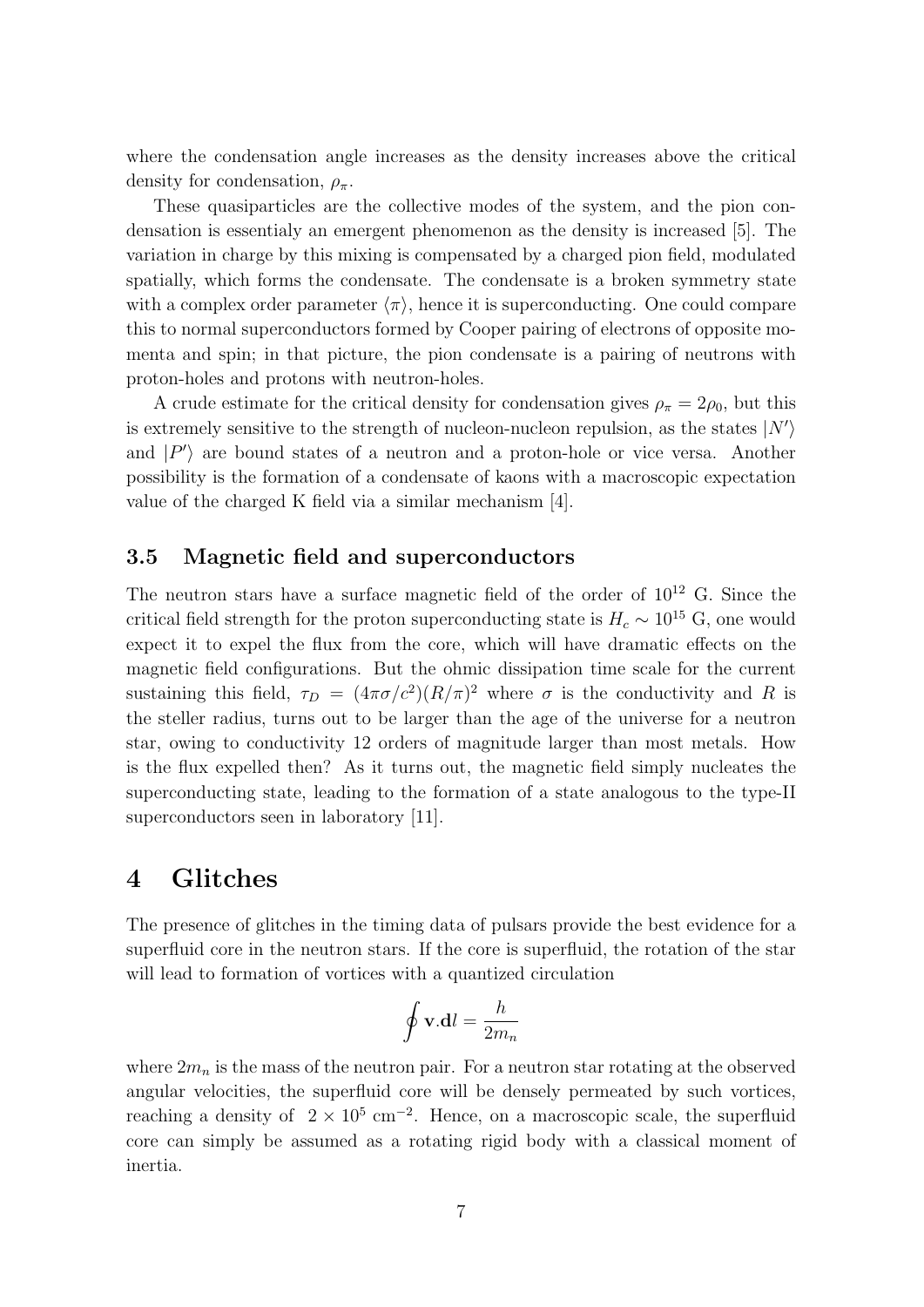where the condensation angle increases as the density increases above the critical density for condensation, $\rho_\pi$.

These quasiparticles are the collective modes of the system, and the pion condensation is essentialy an emergent phenomenon as the density is increased [5]. The variation in charge by this mixing is compensated by a charged pion field, modulated spatially, which forms the condensate. The condensate is a broken symmetry state with a complex order parameter $\langle\pi\rangle$, hence it is superconducting. One could compare this to normal superconductors formed by Cooper pairing of electrons of opposite momenta and spin; in that picture, the pion condensate is a pairing of neutrons with proton-holes and protons with neutron-holes.

A crude estimate for the critical density for condensation gives $\rho_\pi = 2\rho_0$, but this is extremely sensitive to the strength of nucleon-nucleon repulsion, as the states $|N'\rangle$ and $|P'\rangle$ are bound states of a neutron and a proton-hole or vice versa. Another possibility is the formation of a condensate of kaons with a macroscopic expectation value of the charged K field via a similar mechanism [4].

### 3.5 Magnetic field and superconductors

The neutron stars have a surface magnetic field of the order of $10^{12}$ G. Since the critical field strength for the proton superconducting state is $H_c \sim 10^{15}$ G, one would expect it to expel the flux from the core, which will have dramatic effects on the magnetic field configurations. But the ohmic dissipation time scale for the current sustaining this field, $\tau_D = (4\pi\sigma/c^2)(R/\pi)^2$ where $\sigma$ is the conductivity and $R$ is the steller radius, turns out to be larger than the age of the universe for a neutron star, owing to conductivity 12 orders of magnitude larger than most metals. How is the flux expelled then? As it turns out, the magnetic field simply nucleates the superconducting state, leading to the formation of a state analogous to the type-II superconductors seen in laboratory [11].

## 4 Glitches

The presence of glitches in the timing data of pulsars provide the best evidence for a superfluid core in the neutron stars. If the core is superfluid, the rotation of the star will lead to formation of vortices with a quantized circulation

$$\oint \mathbf{v}.\mathbf{d}l = \frac{h}{2m_n}$$

where $2m_n$ is the mass of the neutron pair. For a neutron star rotating at the observed angular velocities, the superfluid core will be densely permeated by such vortices, reaching a density of $2 \times 10^5$ cm$^{-2}$. Hence, on a macroscopic scale, the superfluid core can simply be assumed as a rotating rigid body with a classical moment of inertia.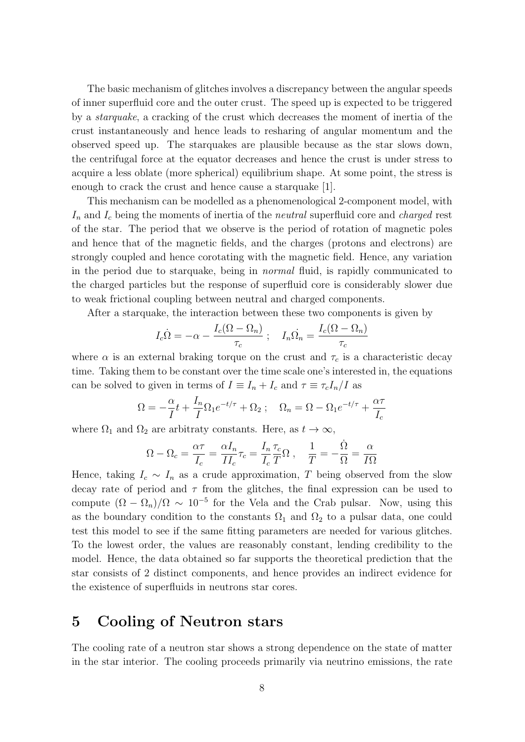The basic mechanism of glitches involves a discrepancy between the angular speeds of inner superfluid core and the outer crust. The speed up is expected to be triggered by a *starquake*, a cracking of the crust which decreases the moment of inertia of the crust instantaneously and hence leads to resharing of angular momentum and the observed speed up. The starquakes are plausible because as the star slows down, the centrifugal force at the equator decreases and hence the crust is under stress to acquire a less oblate (more spherical) equilibrium shape. At some point, the stress is enough to crack the crust and hence cause a starquake [1].

This mechanism can be modelled as a phenomenological 2-component model, with $I_n$ and $I_c$ being the moments of inertia of the *neutral* superfluid core and *charged* rest of the star. The period that we observe is the period of rotation of magnetic poles and hence that of the magnetic fields, and the charges (protons and electrons) are strongly coupled and hence corotating with the magnetic field. Hence, any variation in the period due to starquake, being in *normal* fluid, is rapidly communicated to the charged particles but the response of superfluid core is considerably slower due to weak frictional coupling between neutral and charged components.

After a starquake, the interaction between these two components is given by

$$I_c\dot{\Omega} = -\alpha - \frac{I_c(\Omega - \Omega_n)}{\tau_c} \; ; \quad I_n\dot{\Omega_n} = \frac{I_c(\Omega - \Omega_n)}{\tau_c}$$

where $\alpha$ is an external braking torque on the crust and $\tau_c$ is a characteristic decay time. Taking them to be constant over the time scale one's interested in, the equations can be solved to given in terms of $I \equiv I_n + I_c$ and $\tau \equiv \tau_c I_n / I$ as

$$\Omega = -\frac{\alpha}{I}t + \frac{I_n}{I}\Omega_1 e^{-t/\tau} + \Omega_2 \; ; \quad \Omega_n = \Omega - \Omega_1 e^{-t/\tau} + \frac{\alpha\tau}{I_c}$$

where $\Omega_1$ and $\Omega_2$ are arbitraty constants. Here, as $t \to \infty$,

$$\Omega - \Omega_c = \frac{\alpha\tau}{I_c} = \frac{\alpha I_n}{I I_c}\tau_c = \frac{I_n}{I_c}\frac{\tau_c}{T}\Omega \; , \quad \frac{1}{T} = -\frac{\dot{\Omega}}{\Omega} = \frac{\alpha}{I\Omega}$$

Hence, taking $I_c \sim I_n$ as a crude approximation, $T$ being observed from the slow decay rate of period and $\tau$ from the glitches, the final expression can be used to compute $(\Omega - \Omega_n)/\Omega \sim 10^{-5}$ for the Vela and the Crab pulsar. Now, using this as the boundary condition to the constants $\Omega_1$ and $\Omega_2$ to a pulsar data, one could test this model to see if the same fitting parameters are needed for various glitches. To the lowest order, the values are reasonably constant, lending credibility to the model. Hence, the data obtained so far supports the theoretical prediction that the star consists of 2 distinct components, and hence provides an indirect evidence for the existence of superfluids in neutrons star cores.

# 5 Cooling of Neutron stars

The cooling rate of a neutron star shows a strong dependence on the state of matter in the star interior. The cooling proceeds primarily via neutrino emissions, the rate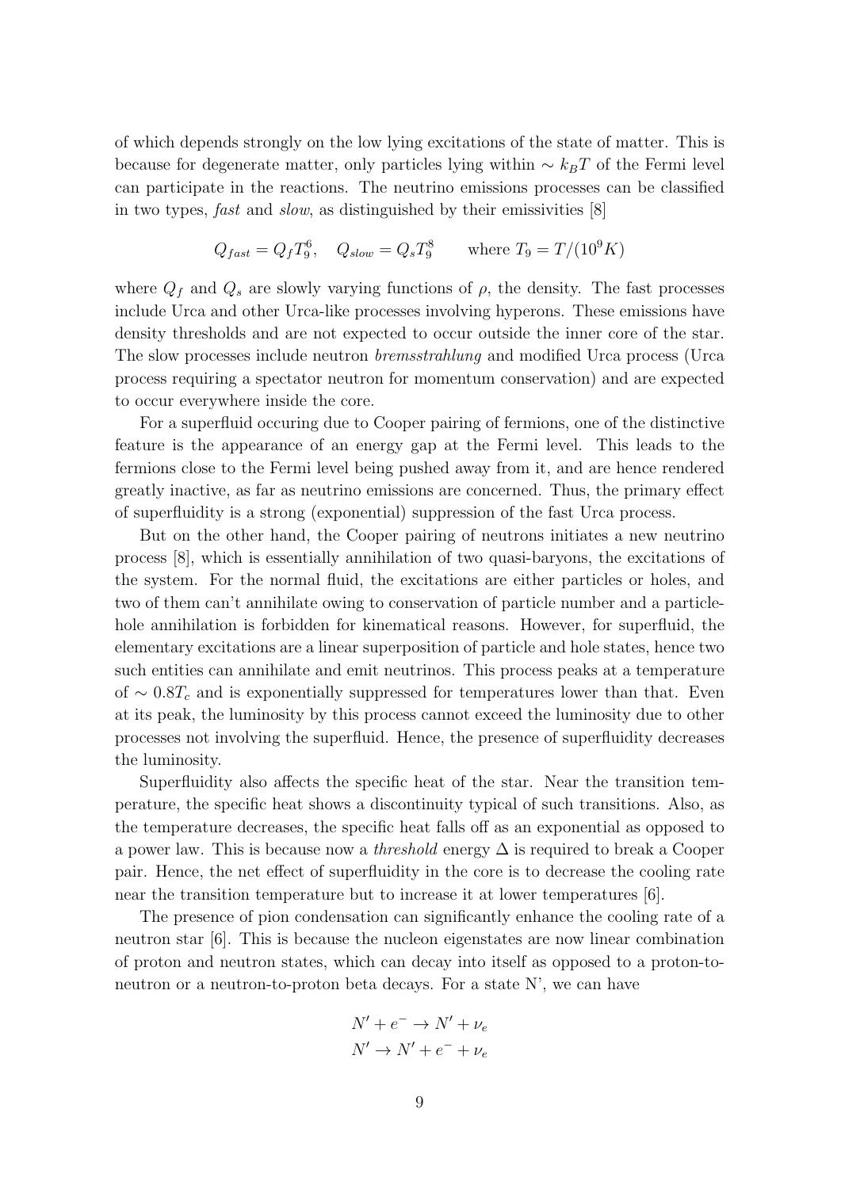of which depends strongly on the low lying excitations of the state of matter. This is because for degenerate matter, only particles lying within $\sim k_B T$ of the Fermi level can participate in the reactions. The neutrino emissions processes can be classified in two types, *fast* and *slow*, as distinguished by their emissivities [8]

$$Q_{fast} = Q_f T_9^6, \quad Q_{slow} = Q_s T_9^8 \qquad \text{where } T_9 = T/(10^9 K)$$

where $Q_f$ and $Q_s$ are slowly varying functions of $\rho$, the density. The fast processes include Urca and other Urca-like processes involving hyperons. These emissions have density thresholds and are not expected to occur outside the inner core of the star. The slow processes include neutron *bremsstrahlung* and modified Urca process (Urca process requiring a spectator neutron for momentum conservation) and are expected to occur everywhere inside the core.

For a superfluid occuring due to Cooper pairing of fermions, one of the distinctive feature is the appearance of an energy gap at the Fermi level. This leads to the fermions close to the Fermi level being pushed away from it, and are hence rendered greatly inactive, as far as neutrino emissions are concerned. Thus, the primary effect of superfluidity is a strong (exponential) suppression of the fast Urca process.

But on the other hand, the Cooper pairing of neutrons initiates a new neutrino process [8], which is essentially annihilation of two quasi-baryons, the excitations of the system. For the normal fluid, the excitations are either particles or holes, and two of them can't annihilate owing to conservation of particle number and a particle-hole annihilation is forbidden for kinematical reasons. However, for superfluid, the elementary excitations are a linear superposition of particle and hole states, hence two such entities can annihilate and emit neutrinos. This process peaks at a temperature of $\sim 0.8T_c$ and is exponentially suppressed for temperatures lower than that. Even at its peak, the luminosity by this process cannot exceed the luminosity due to other processes not involving the superfluid. Hence, the presence of superfluidity decreases the luminosity.

Superfluidity also affects the specific heat of the star. Near the transition temperature, the specific heat shows a discontinuity typical of such transitions. Also, as the temperature decreases, the specific heat falls off as an exponential as opposed to a power law. This is because now a *threshold* energy $\Delta$ is required to break a Cooper pair. Hence, the net effect of superfluidity in the core is to decrease the cooling rate near the transition temperature but to increase it at lower temperatures [6].

The presence of pion condensation can significantly enhance the cooling rate of a neutron star [6]. This is because the nucleon eigenstates are now linear combination of proton and neutron states, which can decay into itself as opposed to a proton-to-neutron or a neutron-to-proton beta decays. For a state N', we can have

$$N' + e^- \rightarrow N' + \nu_e$$
$$N' \rightarrow N' + e^- + \nu_e$$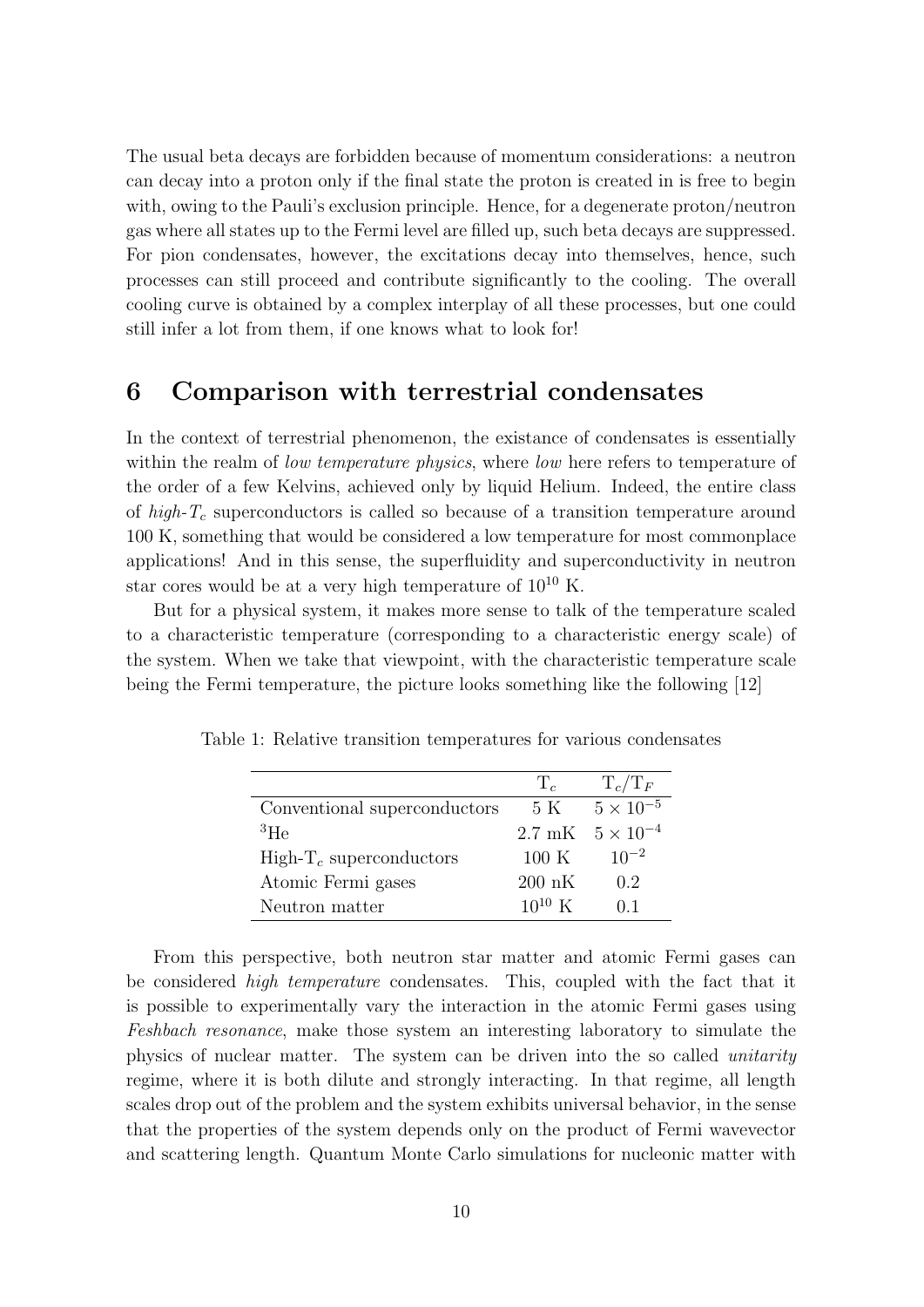The usual beta decays are forbidden because of momentum considerations: a neutron can decay into a proton only if the final state the proton is created in is free to begin with, owing to the Pauli's exclusion principle. Hence, for a degenerate proton/neutron gas where all states up to the Fermi level are filled up, such beta decays are suppressed. For pion condensates, however, the excitations decay into themselves, hence, such processes can still proceed and contribute significantly to the cooling. The overall cooling curve is obtained by a complex interplay of all these processes, but one could still infer a lot from them, if one knows what to look for!

## 6 Comparison with terrestrial condensates

In the context of terrestrial phenomenon, the existance of condensates is essentially within the realm of *low temperature physics*, where *low* here refers to temperature of the order of a few Kelvins, achieved only by liquid Helium. Indeed, the entire class of *high-$T_c$* superconductors is called so because of a transition temperature around 100 K, something that would be considered a low temperature for most commonplace applications! And in this sense, the superfluidity and superconductivity in neutron star cores would be at a very high temperature of $10^{10}$ K.

But for a physical system, it makes more sense to talk of the temperature scaled to a characteristic temperature (corresponding to a characteristic energy scale) of the system. When we take that viewpoint, with the characteristic temperature scale being the Fermi temperature, the picture looks something like the following [12]

Table 1: Relative transition temperatures for various condensates

| | $T_c$ | $T_c/T_F$ |
|---|---|---|
| Conventional superconductors | 5 K | $5 \times 10^{-5}$ |
| $^3$He | 2.7 mK | $5 \times 10^{-4}$ |
| High-$T_c$ superconductors | 100 K | $10^{-2}$ |
| Atomic Fermi gases | 200 nK | 0.2 |
| Neutron matter | $10^{10}$ K | 0.1 |

From this perspective, both neutron star matter and atomic Fermi gases can be considered *high temperature* condensates. This, coupled with the fact that it is possible to experimentally vary the interaction in the atomic Fermi gases using *Feshbach resonance*, make those system an interesting laboratory to simulate the physics of nuclear matter. The system can be driven into the so called *unitarity* regime, where it is both dilute and strongly interacting. In that regime, all length scales drop out of the problem and the system exhibits universal behavior, in the sense that the properties of the system depends only on the product of Fermi wavevector and scattering length. Quantum Monte Carlo simulations for nucleonic matter with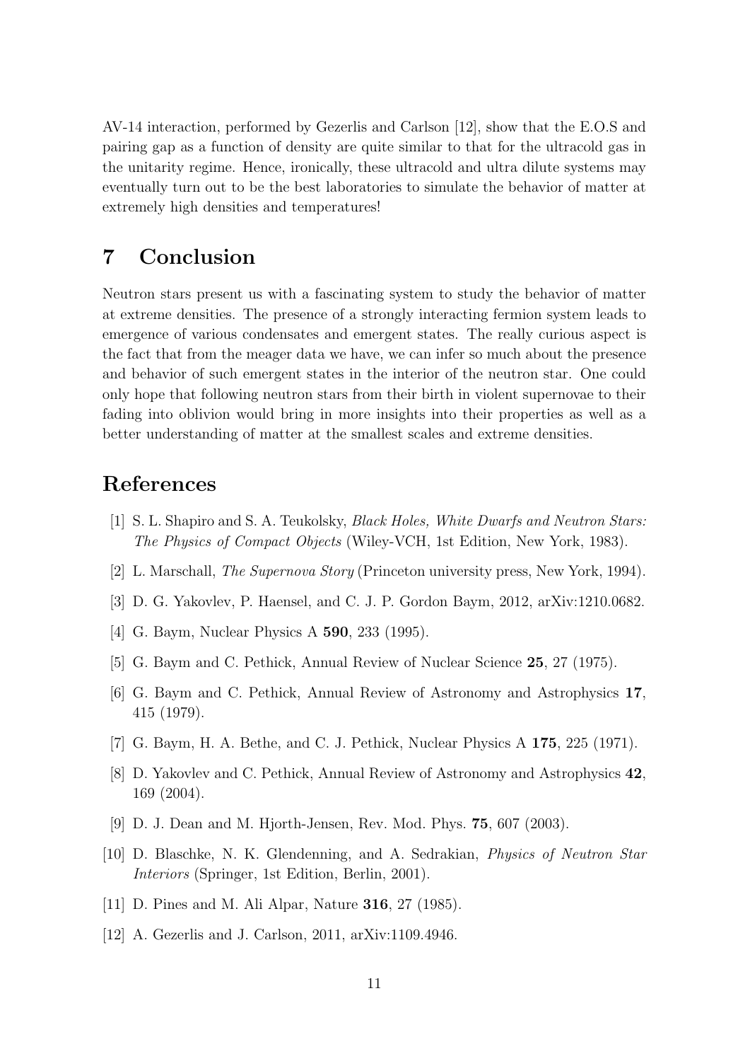AV-14 interaction, performed by Gezerlis and Carlson [12], show that the E.O.S and pairing gap as a function of density are quite similar to that for the ultracold gas in the unitarity regime. Hence, ironically, these ultracold and ultra dilute systems may eventually turn out to be the best laboratories to simulate the behavior of matter at extremely high densities and temperatures!

# 7 Conclusion

Neutron stars present us with a fascinating system to study the behavior of matter at extreme densities. The presence of a strongly interacting fermion system leads to emergence of various condensates and emergent states. The really curious aspect is the fact that from the meager data we have, we can infer so much about the presence and behavior of such emergent states in the interior of the neutron star. One could only hope that following neutron stars from their birth in violent supernovae to their fading into oblivion would bring in more insights into their properties as well as a better understanding of matter at the smallest scales and extreme densities.

# References

[1] S. L. Shapiro and S. A. Teukolsky, *Black Holes, White Dwarfs and Neutron Stars: The Physics of Compact Objects* (Wiley-VCH, 1st Edition, New York, 1983).

[2] L. Marschall, *The Supernova Story* (Princeton university press, New York, 1994).

[3] D. G. Yakovlev, P. Haensel, and C. J. P. Gordon Baym, 2012, arXiv:1210.0682.

[4] G. Baym, Nuclear Physics A **590**, 233 (1995).

[5] G. Baym and C. Pethick, Annual Review of Nuclear Science **25**, 27 (1975).

[6] G. Baym and C. Pethick, Annual Review of Astronomy and Astrophysics **17**, 415 (1979).

[7] G. Baym, H. A. Bethe, and C. J. Pethick, Nuclear Physics A **175**, 225 (1971).

[8] D. Yakovlev and C. Pethick, Annual Review of Astronomy and Astrophysics **42**, 169 (2004).

[9] D. J. Dean and M. Hjorth-Jensen, Rev. Mod. Phys. **75**, 607 (2003).

[10] D. Blaschke, N. K. Glendenning, and A. Sedrakian, *Physics of Neutron Star Interiors* (Springer, 1st Edition, Berlin, 2001).

[11] D. Pines and M. Ali Alpar, Nature **316**, 27 (1985).

[12] A. Gezerlis and J. Carlson, 2011, arXiv:1109.4946.